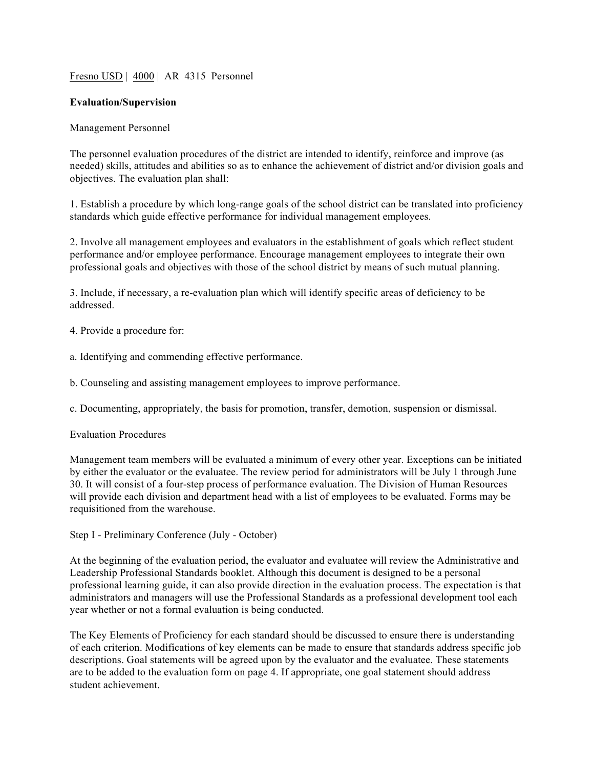Fresno USD | 4000 | AR 4315 Personnel

**Evaluation/Supervision**

Management Personnel

The personnel evaluation procedures of the district are intended to identify, reinforce and improve (as needed) skills, attitudes and abilities so as to enhance the achievement of district and/or division goals and objectives. The evaluation plan shall:

1. Establish a procedure by which long-range goals of the school district can be translated into proficiency standards which guide effective performance for individual management employees.

2. Involve all management employees and evaluators in the establishment of goals which reflect student performance and/or employee performance. Encourage management employees to integrate their own professional goals and objectives with those of the school district by means of such mutual planning.

3. Include, if necessary, a re-evaluation plan which will identify specific areas of deficiency to be addressed.

4. Provide a procedure for:

a. Identifying and commending effective performance.

b. Counseling and assisting management employees to improve performance.

c. Documenting, appropriately, the basis for promotion, transfer, demotion, suspension or dismissal.

Evaluation Procedures

Management team members will be evaluated a minimum of every other year. Exceptions can be initiated by either the evaluator or the evaluatee. The review period for administrators will be July 1 through June 30. It will consist of a four-step process of performance evaluation. The Division of Human Resources will provide each division and department head with a list of employees to be evaluated. Forms may be requisitioned from the warehouse.

Step I - Preliminary Conference (July - October)

At the beginning of the evaluation period, the evaluator and evaluatee will review the Administrative and Leadership Professional Standards booklet. Although this document is designed to be a personal professional learning guide, it can also provide direction in the evaluation process. The expectation is that administrators and managers will use the Professional Standards as a professional development tool each year whether or not a formal evaluation is being conducted.

The Key Elements of Proficiency for each standard should be discussed to ensure there is understanding of each criterion. Modifications of key elements can be made to ensure that standards address specific job descriptions. Goal statements will be agreed upon by the evaluator and the evaluatee. These statements are to be added to the evaluation form on page 4. If appropriate, one goal statement should address student achievement.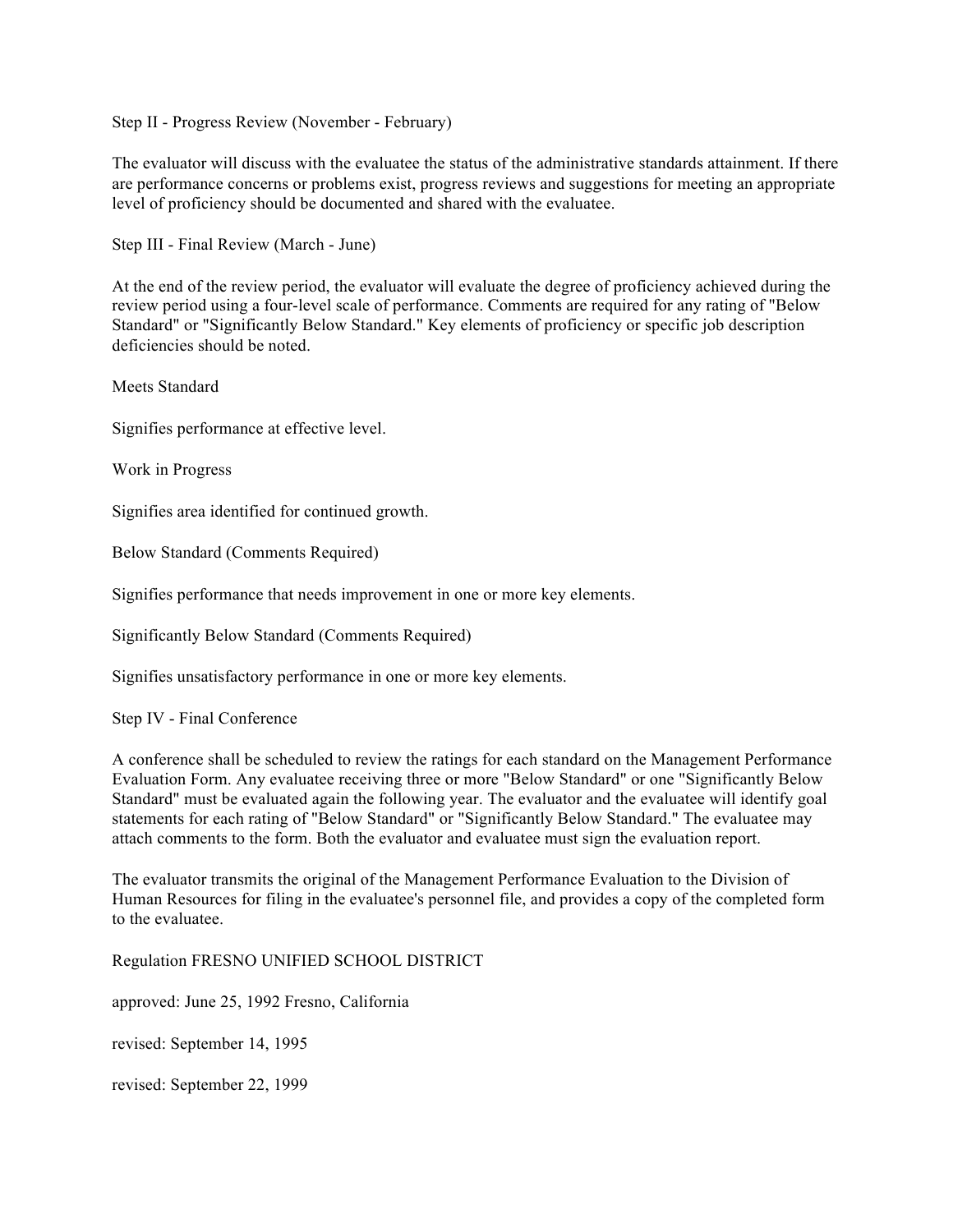### Step II - Progress Review (November - February)

The evaluator will discuss with the evaluatee the status of the administrative standards attainment. If there are performance concerns or problems exist, progress reviews and suggestions for meeting an appropriate level of proficiency should be documented and shared with the evaluatee.

### Step III - Final Review (March - June)

At the end of the review period, the evaluator will evaluate the degree of proficiency achieved during the review period using a four-level scale of performance. Comments are required for any rating of "Below Standard" or "Significantly Below Standard." Key elements of proficiency or specific job description deficiencies should be noted.

**Meets Standard**

Signifies performance at effective level.

**Work in Progress**

Signifies area identified for continued growth.

**Below Standard (Comments Required)**

Signifies performance that needs improvement in one or more key elements.

**Significantly Below Standard (Comments Required)**

Signifies unsatisfactory performance in one or more key elements.

### Step IV - Final Conference

A conference shall be scheduled to review the ratings for each standard on the Management Performance Evaluation Form. Any evaluatee receiving three or more "Below Standard" or one "Significantly Below Standard" must be evaluated again the following year. The evaluator and the evaluatee will identify goal statements for each rating of "Below Standard" or "Significantly Below Standard." The evaluatee may attach comments to the form. Both the evaluator and evaluatee must sign the evaluation report.

The evaluator transmits the original of the Management Performance Evaluation to the Division of Human Resources for filing in the evaluatee's personnel file, and provides a copy of the completed form to the evaluatee.

Regulation FRESNO UNIFIED SCHOOL DISTRICT

approved: June 25, 1992 Fresno, California

revised: September 14, 1995

revised: September 22, 1999